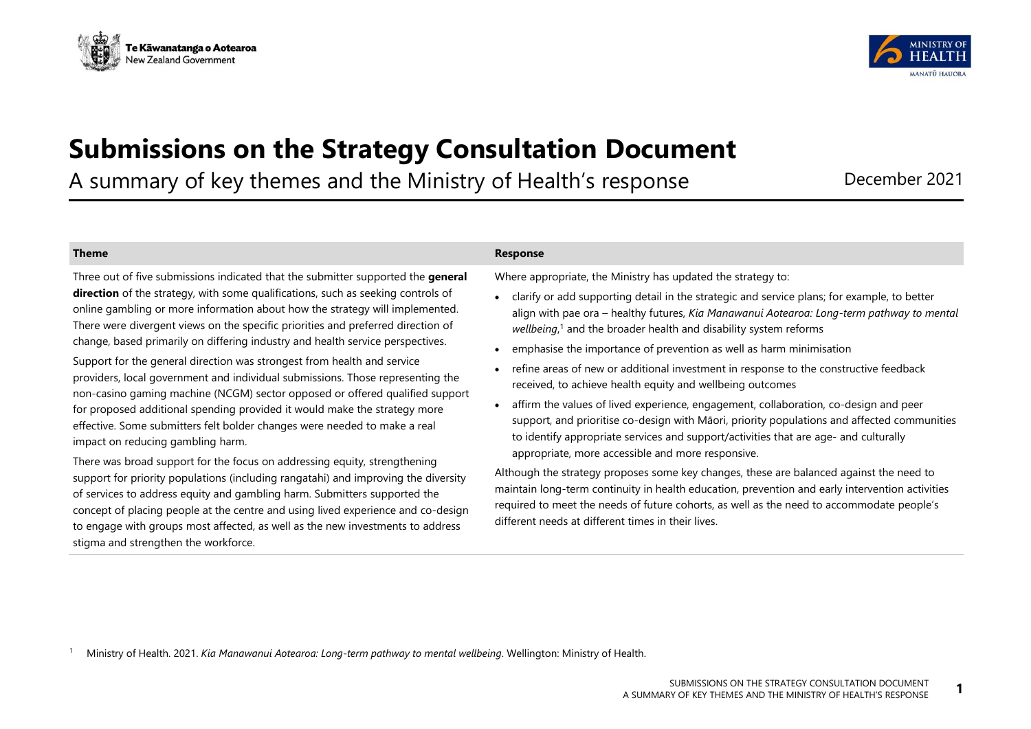# Submissions on the Strategy Consultation Document

A summary of key themes and the Ministry of Health's response

December 2021

| Theme | Response |
|---|---|
| Three out of five submissions indicated that the submitter supported the **general direction** of the strategy, with some qualifications, such as seeking controls of online gambling or more information about how the strategy will implemented. There were divergent views on the specific priorities and preferred direction of change, based primarily on differing industry and health service perspectives.<br><br>Support for the general direction was strongest from health and service providers, local government and individual submissions. Those representing the non-casino gaming machine (NCGM) sector opposed or offered qualified support for proposed additional spending provided it would make the strategy more effective. Some submitters felt bolder changes were needed to make a real impact on reducing gambling harm.<br><br>There was broad support for the focus on addressing equity, strengthening support for priority populations (including rangatahi) and improving the diversity of services to address equity and gambling harm. Submitters supported the concept of placing people at the centre and using lived experience and co-design to engage with groups most affected, as well as the new investments to address stigma and strengthen the workforce. | Where appropriate, the Ministry has updated the strategy to:<br><br>• clarify or add supporting detail in the strategic and service plans; for example, to better align with pae ora – healthy futures, *Kia Manawanui Aotearoa: Long-term pathway to mental wellbeing*,[1] and the broader health and disability system reforms<br>• emphasise the importance of prevention as well as harm minimisation<br>• refine areas of new or additional investment in response to the constructive feedback received, to achieve health equity and wellbeing outcomes<br>• affirm the values of lived experience, engagement, collaboration, co-design and peer support, and prioritise co-design with Māori, priority populations and affected communities to identify appropriate services and support/activities that are age- and culturally appropriate, more accessible and more responsive.<br><br>Although the strategy proposes some key changes, these are balanced against the need to maintain long-term continuity in health education, prevention and early intervention activities required to meet the needs of future cohorts, as well as the need to accommodate people's different needs at different times in their lives. |

[1] Ministry of Health. 2021. *Kia Manawanui Aotearoa: Long-term pathway to mental wellbeing*. Wellington: Ministry of Health.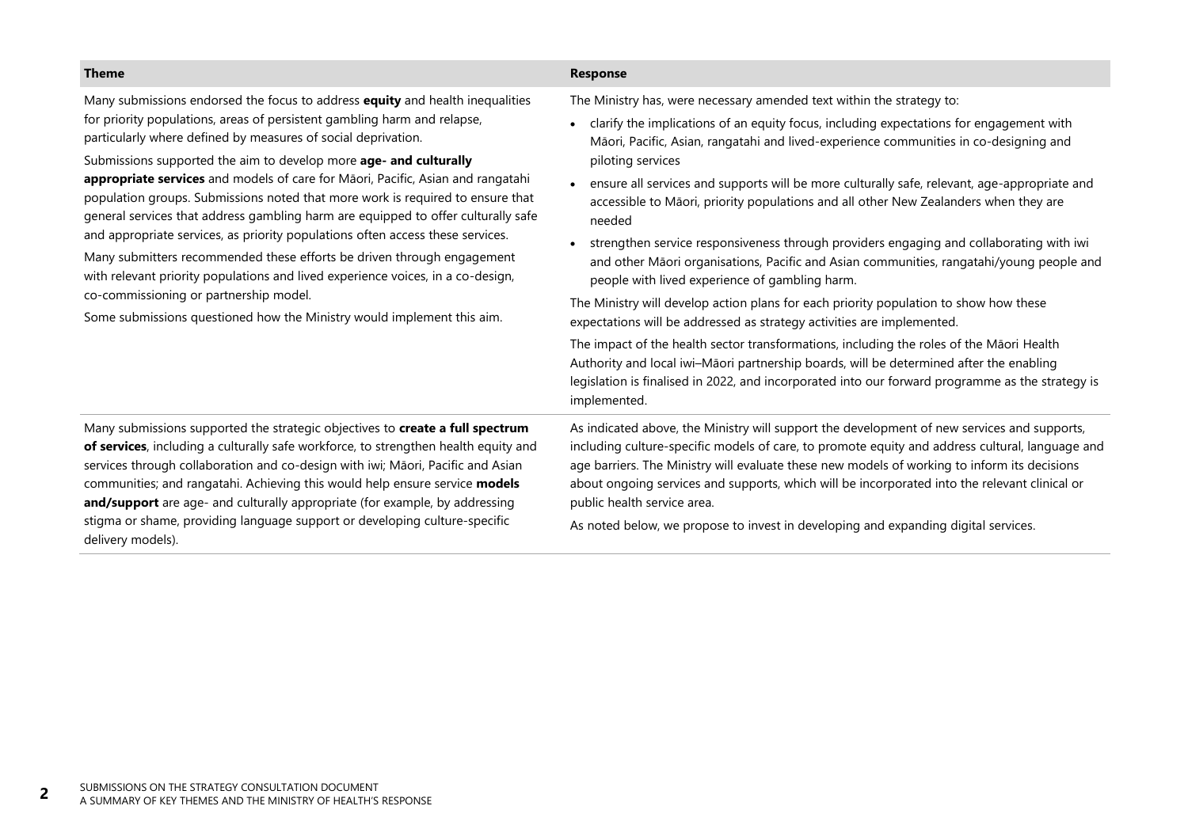| Theme | Response |
| --- | --- |
| Many submissions endorsed the focus to address **equity** and health inequalities for priority populations, areas of persistent gambling harm and relapse, particularly where defined by measures of social deprivation.<br><br>Submissions supported the aim to develop more **age- and culturally appropriate services** and models of care for Māori, Pacific, Asian and rangatahi population groups. Submissions noted that more work is required to ensure that general services that address gambling harm are equipped to offer culturally safe and appropriate services, as priority populations often access these services.<br><br>Many submitters recommended these efforts be driven through engagement with relevant priority populations and lived experience voices, in a co-design, co-commissioning or partnership model.<br><br>Some submissions questioned how the Ministry would implement this aim. | The Ministry has, were necessary amended text within the strategy to:<br><br>• clarify the implications of an equity focus, including expectations for engagement with Māori, Pacific, Asian, rangatahi and lived-experience communities in co-designing and piloting services<br>• ensure all services and supports will be more culturally safe, relevant, age-appropriate and accessible to Māori, priority populations and all other New Zealanders when they are needed<br>• strengthen service responsiveness through providers engaging and collaborating with iwi and other Māori organisations, Pacific and Asian communities, rangatahi/young people and people with lived experience of gambling harm.<br><br>The Ministry will develop action plans for each priority population to show how these expectations will be addressed as strategy activities are implemented.<br><br>The impact of the health sector transformations, including the roles of the Māori Health Authority and local iwi–Māori partnership boards, will be determined after the enabling legislation is finalised in 2022, and incorporated into our forward programme as the strategy is implemented. |
| Many submissions supported the strategic objectives to **create a full spectrum of services**, including a culturally safe workforce, to strengthen health equity and services through collaboration and co-design with iwi; Māori, Pacific and Asian communities; and rangatahi. Achieving this would help ensure service **models and/support** are age- and culturally appropriate (for example, by addressing stigma or shame, providing language support or developing culture-specific delivery models). | As indicated above, the Ministry will support the development of new services and supports, including culture-specific models of care, to promote equity and address cultural, language and age barriers. The Ministry will evaluate these new models of working to inform its decisions about ongoing services and supports, which will be incorporated into the relevant clinical or public health service area.<br><br>As noted below, we propose to invest in developing and expanding digital services. |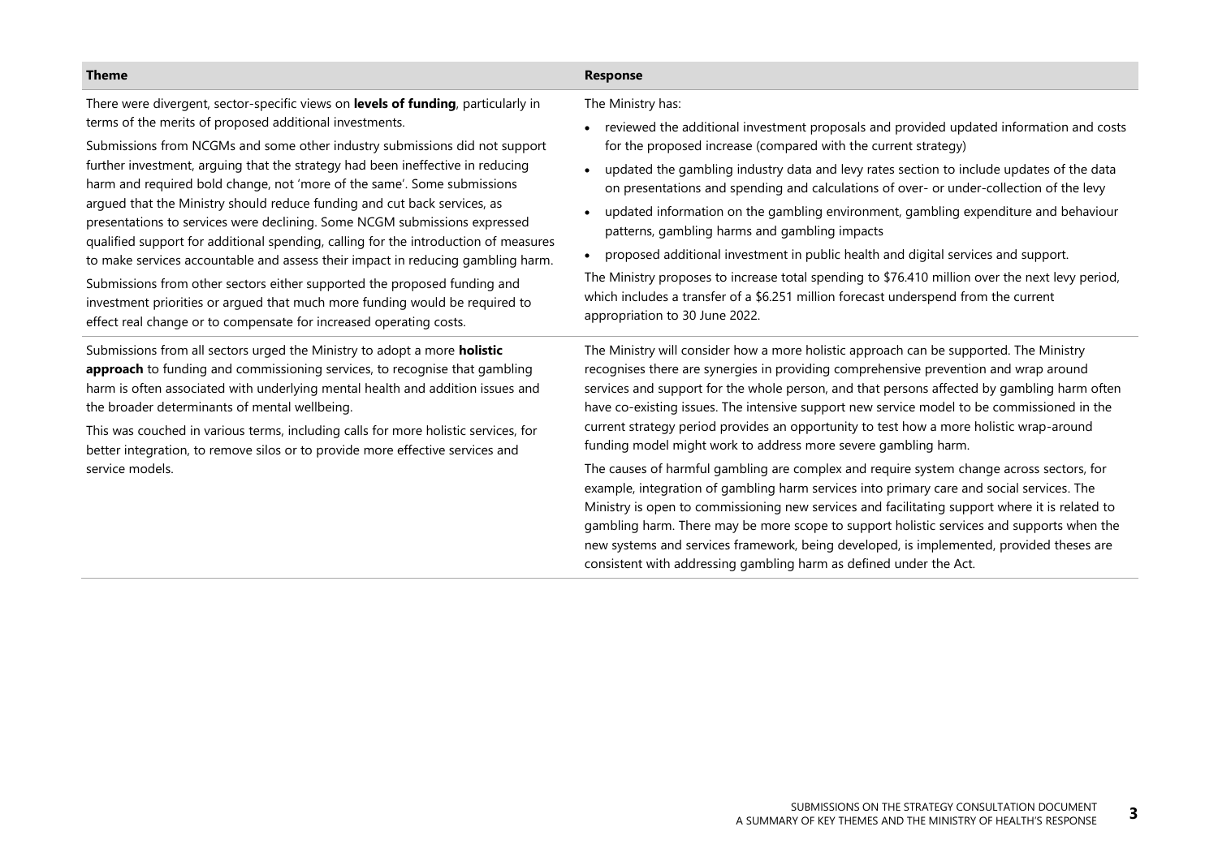| Theme | Response |
| --- | --- |
| There were divergent, sector-specific views on **levels of funding**, particularly in terms of the merits of proposed additional investments.<br><br>Submissions from NCGMs and some other industry submissions did not support further investment, arguing that the strategy had been ineffective in reducing harm and required bold change, not 'more of the same'. Some submissions argued that the Ministry should reduce funding and cut back services, as presentations to services were declining. Some NCGM submissions expressed qualified support for additional spending, calling for the introduction of measures to make services accountable and assess their impact in reducing gambling harm.<br><br>Submissions from other sectors either supported the proposed funding and investment priorities or argued that much more funding would be required to effect real change or to compensate for increased operating costs. | The Ministry has:<br><br>• reviewed the additional investment proposals and provided updated information and costs for the proposed increase (compared with the current strategy)<br>• updated the gambling industry data and levy rates section to include updates of the data on presentations and spending and calculations of over- or under-collection of the levy<br>• updated information on the gambling environment, gambling expenditure and behaviour patterns, gambling harms and gambling impacts<br>• proposed additional investment in public health and digital services and support.<br><br>The Ministry proposes to increase total spending to $76.410 million over the next levy period, which includes a transfer of a $6.251 million forecast underspend from the current appropriation to 30 June 2022. |
| Submissions from all sectors urged the Ministry to adopt a more **holistic approach** to funding and commissioning services, to recognise that gambling harm is often associated with underlying mental health and addition issues and the broader determinants of mental wellbeing.<br><br>This was couched in various terms, including calls for more holistic services, for better integration, to remove silos or to provide more effective services and service models. | The Ministry will consider how a more holistic approach can be supported. The Ministry recognises there are synergies in providing comprehensive prevention and wrap around services and support for the whole person, and that persons affected by gambling harm often have co-existing issues. The intensive support new service model to be commissioned in the current strategy period provides an opportunity to test how a more holistic wrap-around funding model might work to address more severe gambling harm.<br><br>The causes of harmful gambling are complex and require system change across sectors, for example, integration of gambling harm services into primary care and social services. The Ministry is open to commissioning new services and facilitating support where it is related to gambling harm. There may be more scope to support holistic services and supports when the new systems and services framework, being developed, is implemented, provided theses are consistent with addressing gambling harm as defined under the Act. |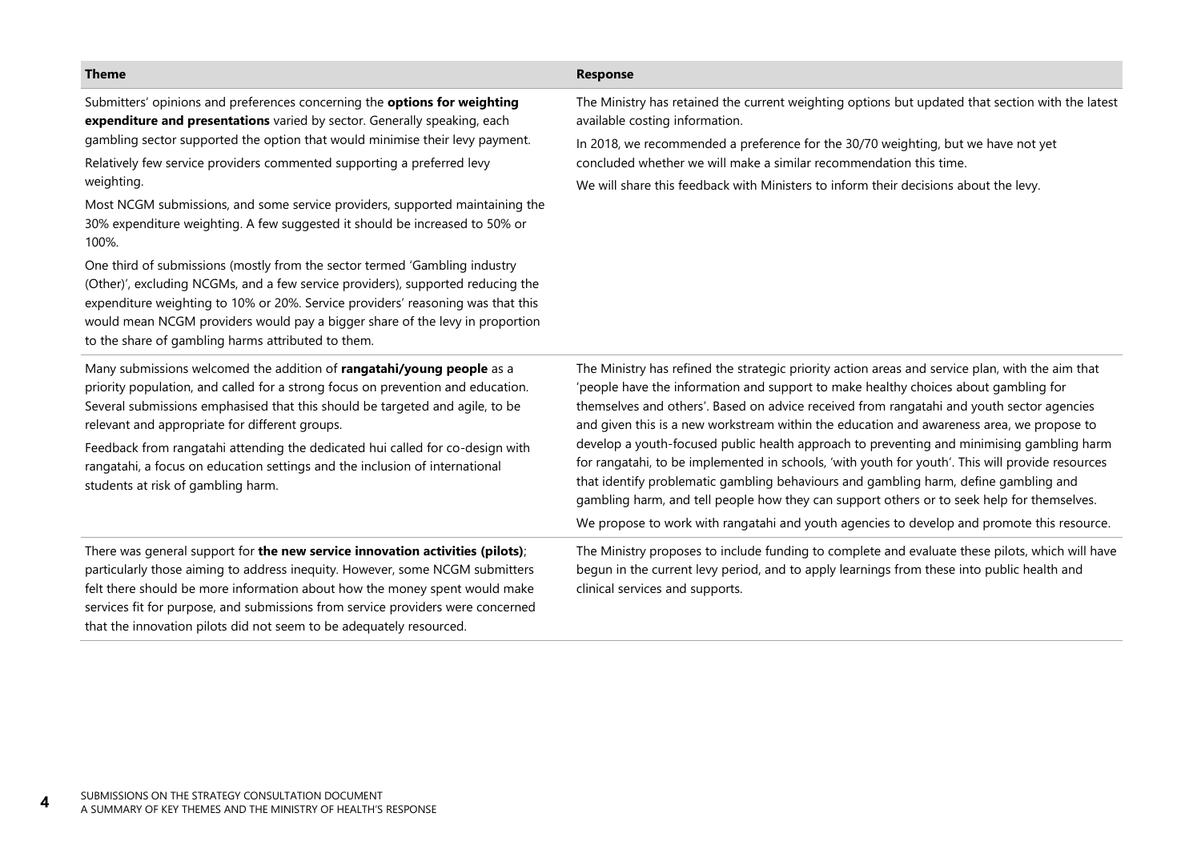| Theme | Response |
|---|---|
| Submitters' opinions and preferences concerning the **options for weighting expenditure and presentations** varied by sector. Generally speaking, each gambling sector supported the option that would minimise their levy payment.<br><br>Relatively few service providers commented supporting a preferred levy weighting.<br><br>Most NCGM submissions, and some service providers, supported maintaining the 30% expenditure weighting. A few suggested it should be increased to 50% or 100%.<br><br>One third of submissions (mostly from the sector termed 'Gambling industry (Other)', excluding NCGMs, and a few service providers), supported reducing the expenditure weighting to 10% or 20%. Service providers' reasoning was that this would mean NCGM providers would pay a bigger share of the levy in proportion to the share of gambling harms attributed to them. | The Ministry has retained the current weighting options but updated that section with the latest available costing information.<br><br>In 2018, we recommended a preference for the 30/70 weighting, but we have not yet concluded whether we will make a similar recommendation this time.<br><br>We will share this feedback with Ministers to inform their decisions about the levy. |
| Many submissions welcomed the addition of **rangatahi/young people** as a priority population, and called for a strong focus on prevention and education. Several submissions emphasised that this should be targeted and agile, to be relevant and appropriate for different groups.<br><br>Feedback from rangatahi attending the dedicated hui called for co-design with rangatahi, a focus on education settings and the inclusion of international students at risk of gambling harm. | The Ministry has refined the strategic priority action areas and service plan, with the aim that 'people have the information and support to make healthy choices about gambling for themselves and others'. Based on advice received from rangatahi and youth sector agencies and given this is a new workstream within the education and awareness area, we propose to develop a youth-focused public health approach to preventing and minimising gambling harm for rangatahi, to be implemented in schools, 'with youth for youth'. This will provide resources that identify problematic gambling behaviours and gambling harm, define gambling and gambling harm, and tell people how they can support others or to seek help for themselves.<br><br>We propose to work with rangatahi and youth agencies to develop and promote this resource. |
| There was general support for **the new service innovation activities (pilots)**; particularly those aiming to address inequity. However, some NCGM submitters felt there should be more information about how the money spent would make services fit for purpose, and submissions from service providers were concerned that the innovation pilots did not seem to be adequately resourced. | The Ministry proposes to include funding to complete and evaluate these pilots, which will have begun in the current levy period, and to apply learnings from these into public health and clinical services and supports. |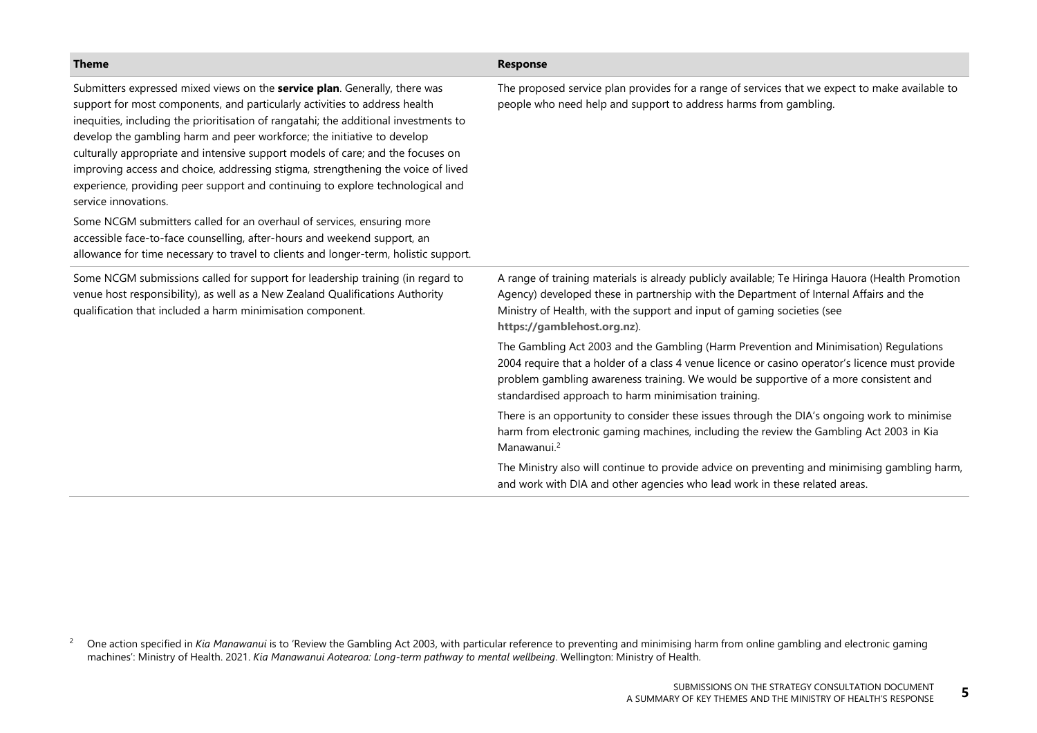| Theme | Response |
|---|---|
| Submitters expressed mixed views on the **service plan**. Generally, there was support for most components, and particularly activities to address health inequities, including the prioritisation of rangatahi; the additional investments to develop the gambling harm and peer workforce; the initiative to develop culturally appropriate and intensive support models of care; and the focuses on improving access and choice, addressing stigma, strengthening the voice of lived experience, providing peer support and continuing to explore technological and service innovations.<br><br>Some NCGM submitters called for an overhaul of services, ensuring more accessible face-to-face counselling, after-hours and weekend support, an allowance for time necessary to travel to clients and longer-term, holistic support. | The proposed service plan provides for a range of services that we expect to make available to people who need help and support to address harms from gambling. |
| Some NCGM submissions called for support for leadership training (in regard to venue host responsibility), as well as a New Zealand Qualifications Authority qualification that included a harm minimisation component. | A range of training materials is already publicly available; Te Hiringa Hauora (Health Promotion Agency) developed these in partnership with the Department of Internal Affairs and the Ministry of Health, with the support and input of gaming societies (see **https://gamblehost.org.nz**).<br><br>The Gambling Act 2003 and the Gambling (Harm Prevention and Minimisation) Regulations 2004 require that a holder of a class 4 venue licence or casino operator's licence must provide problem gambling awareness training. We would be supportive of a more consistent and standardised approach to harm minimisation training.<br><br>There is an opportunity to consider these issues through the DIA's ongoing work to minimise harm from electronic gaming machines, including the review the Gambling Act 2003 in Kia Manawanui.[2]<br><br>The Ministry also will continue to provide advice on preventing and minimising gambling harm, and work with DIA and other agencies who lead work in these related areas. |

[2] One action specified in *Kia Manawanui* is to 'Review the Gambling Act 2003, with particular reference to preventing and minimising harm from online gambling and electronic gaming machines': Ministry of Health. 2021. *Kia Manawanui Aotearoa: Long-term pathway to mental wellbeing*. Wellington: Ministry of Health.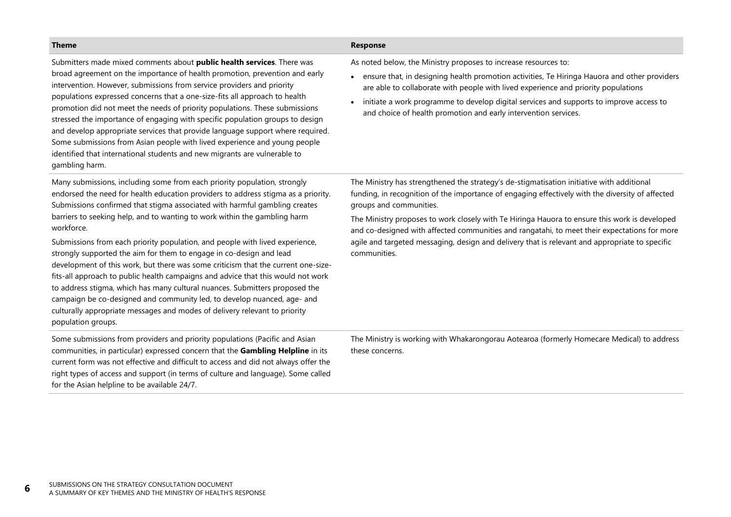| Theme | Response |
|---|---|
| Submitters made mixed comments about **public health services**. There was broad agreement on the importance of health promotion, prevention and early intervention. However, submissions from service providers and priority populations expressed concerns that a one-size-fits all approach to health promotion did not meet the needs of priority populations. These submissions stressed the importance of engaging with specific population groups to design and develop appropriate services that provide language support where required. Some submissions from Asian people with lived experience and young people identified that international students and new migrants are vulnerable to gambling harm. | As noted below, the Ministry proposes to increase resources to:<br>• ensure that, in designing health promotion activities, Te Hiringa Hauora and other providers are able to collaborate with people with lived experience and priority populations<br>• initiate a work programme to develop digital services and supports to improve access to and choice of health promotion and early intervention services. |
| Many submissions, including some from each priority population, strongly endorsed the need for health education providers to address stigma as a priority. Submissions confirmed that stigma associated with harmful gambling creates barriers to seeking help, and to wanting to work within the gambling harm workforce.<br><br>Submissions from each priority population, and people with lived experience, strongly supported the aim for them to engage in co-design and lead development of this work, but there was some criticism that the current one-size-fits-all approach to public health campaigns and advice that this would not work to address stigma, which has many cultural nuances. Submitters proposed the campaign be co-designed and community led, to develop nuanced, age- and culturally appropriate messages and modes of delivery relevant to priority population groups. | The Ministry has strengthened the strategy's de-stigmatisation initiative with additional funding, in recognition of the importance of engaging effectively with the diversity of affected groups and communities.<br><br>The Ministry proposes to work closely with Te Hiringa Hauora to ensure this work is developed and co-designed with affected communities and rangatahi, to meet their expectations for more agile and targeted messaging, design and delivery that is relevant and appropriate to specific communities. |
| Some submissions from providers and priority populations (Pacific and Asian communities, in particular) expressed concern that the **Gambling Helpline** in its current form was not effective and difficult to access and did not always offer the right types of access and support (in terms of culture and language). Some called for the Asian helpline to be available 24/7. | The Ministry is working with Whakarongorau Aotearoa (formerly Homecare Medical) to address these concerns. |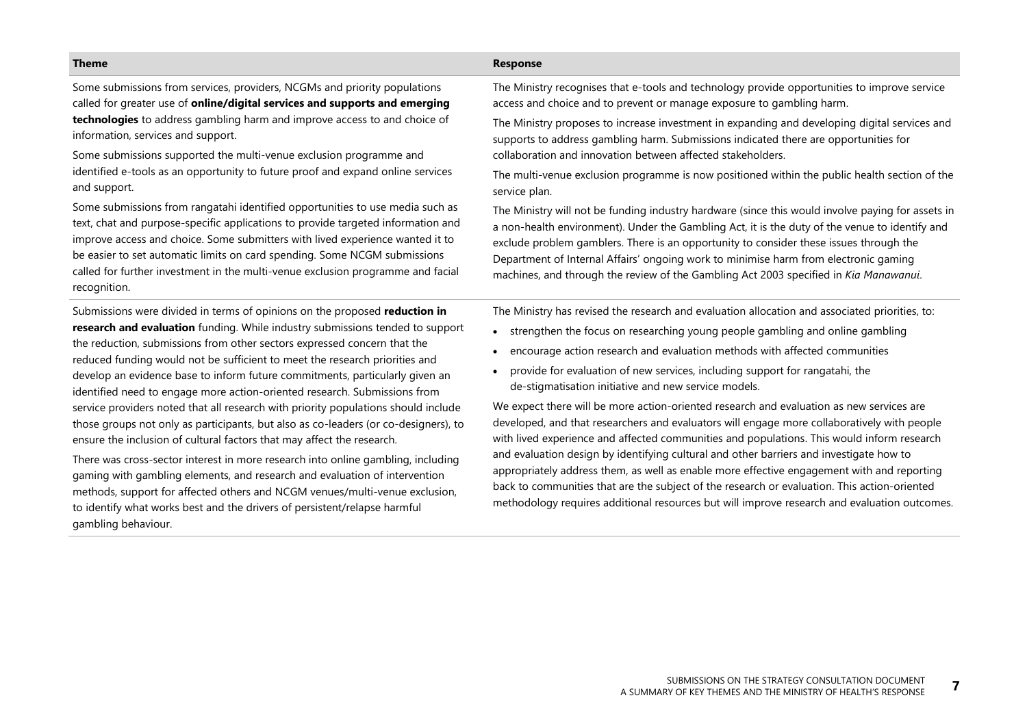| Theme | Response |
|---|---|
| Some submissions from services, providers, NCGMs and priority populations called for greater use of **online/digital services and supports and emerging technologies** to address gambling harm and improve access to and choice of information, services and support.<br><br>Some submissions supported the multi-venue exclusion programme and identified e-tools as an opportunity to future proof and expand online services and support.<br><br>Some submissions from rangatahi identified opportunities to use media such as text, chat and purpose-specific applications to provide targeted information and improve access and choice. Some submitters with lived experience wanted it to be easier to set automatic limits on card spending. Some NCGM submissions called for further investment in the multi-venue exclusion programme and facial recognition. | The Ministry recognises that e-tools and technology provide opportunities to improve service access and choice and to prevent or manage exposure to gambling harm.<br><br>The Ministry proposes to increase investment in expanding and developing digital services and supports to address gambling harm. Submissions indicated there are opportunities for collaboration and innovation between affected stakeholders.<br><br>The multi-venue exclusion programme is now positioned within the public health section of the service plan.<br><br>The Ministry will not be funding industry hardware (since this would involve paying for assets in a non-health environment). Under the Gambling Act, it is the duty of the venue to identify and exclude problem gamblers. There is an opportunity to consider these issues through the Department of Internal Affairs' ongoing work to minimise harm from electronic gaming machines, and through the review of the Gambling Act 2003 specified in *Kia Manawanui*. |
| Submissions were divided in terms of opinions on the proposed **reduction in research and evaluation** funding. While industry submissions tended to support the reduction, submissions from other sectors expressed concern that the reduced funding would not be sufficient to meet the research priorities and develop an evidence base to inform future commitments, particularly given an identified need to engage more action-oriented research. Submissions from service providers noted that all research with priority populations should include those groups not only as participants, but also as co-leaders (or co-designers), to ensure the inclusion of cultural factors that may affect the research.<br><br>There was cross-sector interest in more research into online gambling, including gaming with gambling elements, and research and evaluation of intervention methods, support for affected others and NCGM venues/multi-venue exclusion, to identify what works best and the drivers of persistent/relapse harmful gambling behaviour. | The Ministry has revised the research and evaluation allocation and associated priorities, to:<br>• strengthen the focus on researching young people gambling and online gambling<br>• encourage action research and evaluation methods with affected communities<br>• provide for evaluation of new services, including support for rangatahi, the de-stigmatisation initiative and new service models.<br><br>We expect there will be more action-oriented research and evaluation as new services are developed, and that researchers and evaluators will engage more collaboratively with people with lived experience and affected communities and populations. This would inform research and evaluation design by identifying cultural and other barriers and investigate how to appropriately address them, as well as enable more effective engagement with and reporting back to communities that are the subject of the research or evaluation. This action-oriented methodology requires additional resources but will improve research and evaluation outcomes. |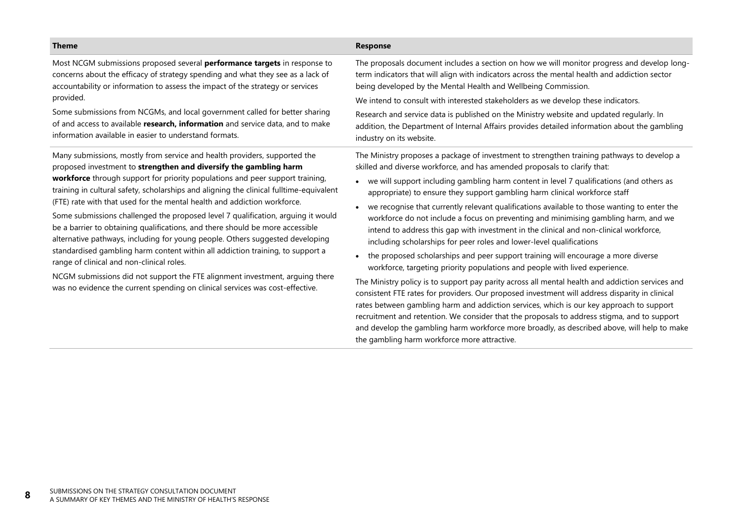| Theme | Response |
| --- | --- |
| Most NCGM submissions proposed several **performance targets** in response to concerns about the efficacy of strategy spending and what they see as a lack of accountability or information to assess the impact of the strategy or services provided.<br><br>Some submissions from NCGMs, and local government called for better sharing of and access to available **research, information** and service data, and to make information available in easier to understand formats. | The proposals document includes a section on how we will monitor progress and develop long-term indicators that will align with indicators across the mental health and addiction sector being developed by the Mental Health and Wellbeing Commission.<br><br>We intend to consult with interested stakeholders as we develop these indicators.<br><br>Research and service data is published on the Ministry website and updated regularly. In addition, the Department of Internal Affairs provides detailed information about the gambling industry on its website. |
| Many submissions, mostly from service and health providers, supported the proposed investment to **strengthen and diversify the gambling harm workforce** through support for priority populations and peer support training, training in cultural safety, scholarships and aligning the clinical fulltime-equivalent (FTE) rate with that used for the mental health and addiction workforce.<br><br>Some submissions challenged the proposed level 7 qualification, arguing it would be a barrier to obtaining qualifications, and there should be more accessible alternative pathways, including for young people. Others suggested developing standardised gambling harm content within all addiction training, to support a range of clinical and non-clinical roles.<br><br>NCGM submissions did not support the FTE alignment investment, arguing there was no evidence the current spending on clinical services was cost-effective. | The Ministry proposes a package of investment to strengthen training pathways to develop a skilled and diverse workforce, and has amended proposals to clarify that:<br><br>• we will support including gambling harm content in level 7 qualifications (and others as appropriate) to ensure they support gambling harm clinical workforce staff<br>• we recognise that currently relevant qualifications available to those wanting to enter the workforce do not include a focus on preventing and minimising gambling harm, and we intend to address this gap with investment in the clinical and non-clinical workforce, including scholarships for peer roles and lower-level qualifications<br>• the proposed scholarships and peer support training will encourage a more diverse workforce, targeting priority populations and people with lived experience.<br><br>The Ministry policy is to support pay parity across all mental health and addiction services and consistent FTE rates for providers. Our proposed investment will address disparity in clinical rates between gambling harm and addiction services, which is our key approach to support recruitment and retention. We consider that the proposals to address stigma, and to support and develop the gambling harm workforce more broadly, as described above, will help to make the gambling harm workforce more attractive. |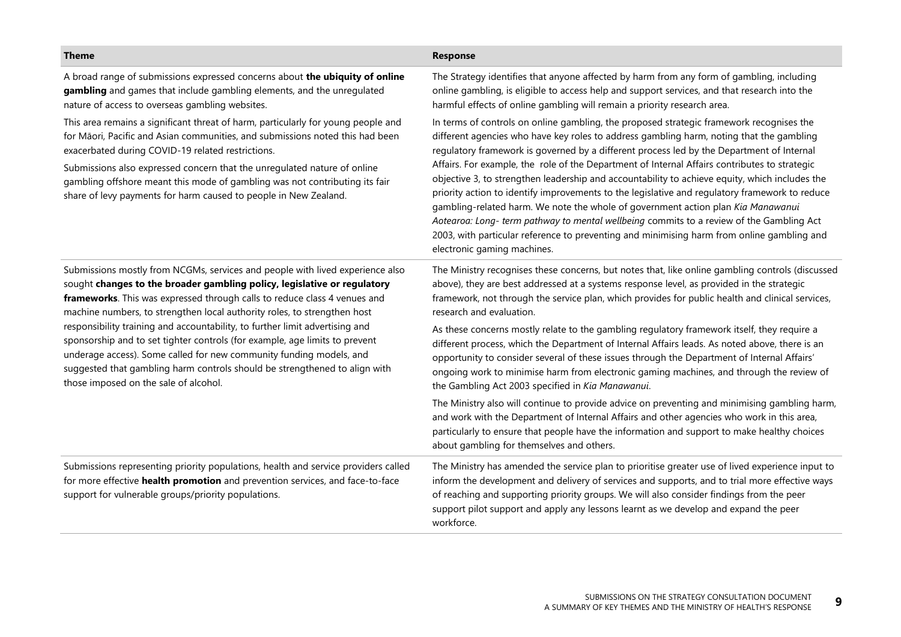| Theme | Response |
|---|---|
| A broad range of submissions expressed concerns about **the ubiquity of online gambling** and games that include gambling elements, and the unregulated nature of access to overseas gambling websites.<br><br>This area remains a significant threat of harm, particularly for young people and for Māori, Pacific and Asian communities, and submissions noted this had been exacerbated during COVID-19 related restrictions.<br><br>Submissions also expressed concern that the unregulated nature of online gambling offshore meant this mode of gambling was not contributing its fair share of levy payments for harm caused to people in New Zealand. | The Strategy identifies that anyone affected by harm from any form of gambling, including online gambling, is eligible to access help and support services, and that research into the harmful effects of online gambling will remain a priority research area.<br><br>In terms of controls on online gambling, the proposed strategic framework recognises the different agencies who have key roles to address gambling harm, noting that the gambling regulatory framework is governed by a different process led by the Department of Internal Affairs. For example, the role of the Department of Internal Affairs contributes to strategic objective 3, to strengthen leadership and accountability to achieve equity, which includes the priority action to identify improvements to the legislative and regulatory framework to reduce gambling-related harm. We note the whole of government action plan *Kia Manawanui Aotearoa: Long- term pathway to mental wellbeing* commits to a review of the Gambling Act 2003, with particular reference to preventing and minimising harm from online gambling and electronic gaming machines. |
| Submissions mostly from NCGMs, services and people with lived experience also sought **changes to the broader gambling policy, legislative or regulatory frameworks**. This was expressed through calls to reduce class 4 venues and machine numbers, to strengthen local authority roles, to strengthen host responsibility training and accountability, to further limit advertising and sponsorship and to set tighter controls (for example, age limits to prevent underage access). Some called for new community funding models, and suggested that gambling harm controls should be strengthened to align with those imposed on the sale of alcohol. | The Ministry recognises these concerns, but notes that, like online gambling controls (discussed above), they are best addressed at a systems response level, as provided in the strategic framework, not through the service plan, which provides for public health and clinical services, research and evaluation.<br><br>As these concerns mostly relate to the gambling regulatory framework itself, they require a different process, which the Department of Internal Affairs leads. As noted above, there is an opportunity to consider several of these issues through the Department of Internal Affairs' ongoing work to minimise harm from electronic gaming machines, and through the review of the Gambling Act 2003 specified in *Kia Manawanui*.<br><br>The Ministry also will continue to provide advice on preventing and minimising gambling harm, and work with the Department of Internal Affairs and other agencies who work in this area, particularly to ensure that people have the information and support to make healthy choices about gambling for themselves and others. |
| Submissions representing priority populations, health and service providers called for more effective **health promotion** and prevention services, and face-to-face support for vulnerable groups/priority populations. | The Ministry has amended the service plan to prioritise greater use of lived experience input to inform the development and delivery of services and supports, and to trial more effective ways of reaching and supporting priority groups. We will also consider findings from the peer support pilot support and apply any lessons learnt as we develop and expand the peer workforce. |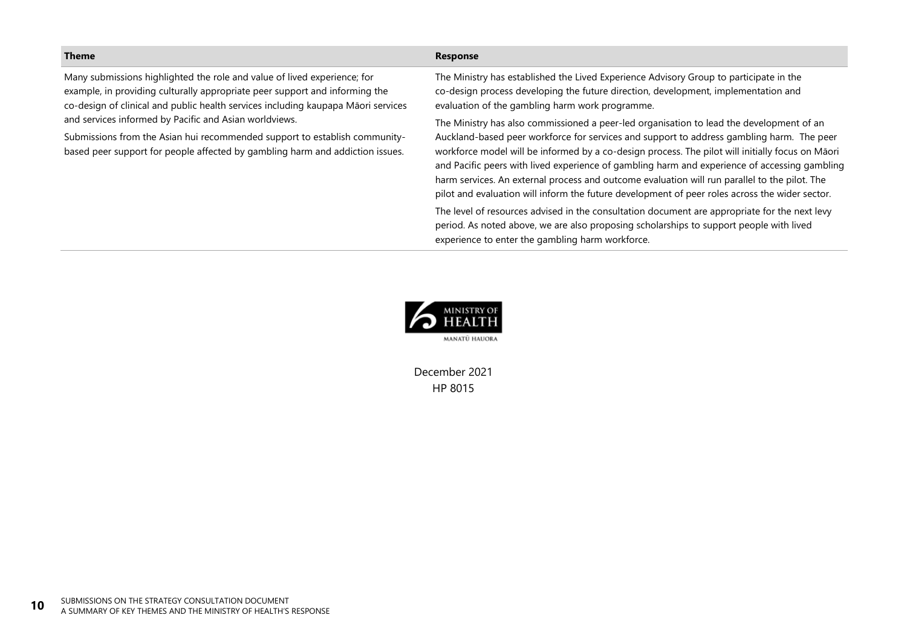| Theme | Response |
| --- | --- |
| Many submissions highlighted the role and value of lived experience; for example, in providing culturally appropriate peer support and informing the co-design of clinical and public health services including kaupapa Māori services and services informed by Pacific and Asian worldviews.<br><br>Submissions from the Asian hui recommended support to establish community-based peer support for people affected by gambling harm and addiction issues. | The Ministry has established the Lived Experience Advisory Group to participate in the co-design process developing the future direction, development, implementation and evaluation of the gambling harm work programme.<br><br>The Ministry has also commissioned a peer-led organisation to lead the development of an Auckland-based peer workforce for services and support to address gambling harm. The peer workforce model will be informed by a co-design process. The pilot will initially focus on Māori and Pacific peers with lived experience of gambling harm and experience of accessing gambling harm services. An external process and outcome evaluation will run parallel to the pilot. The pilot and evaluation will inform the future development of peer roles across the wider sector.<br><br>The level of resources advised in the consultation document are appropriate for the next levy period. As noted above, we are also proposing scholarships to support people with lived experience to enter the gambling harm workforce. |

MINISTRY OF HEALTH
MANATŪ HAUORA

December 2021
HP 8015